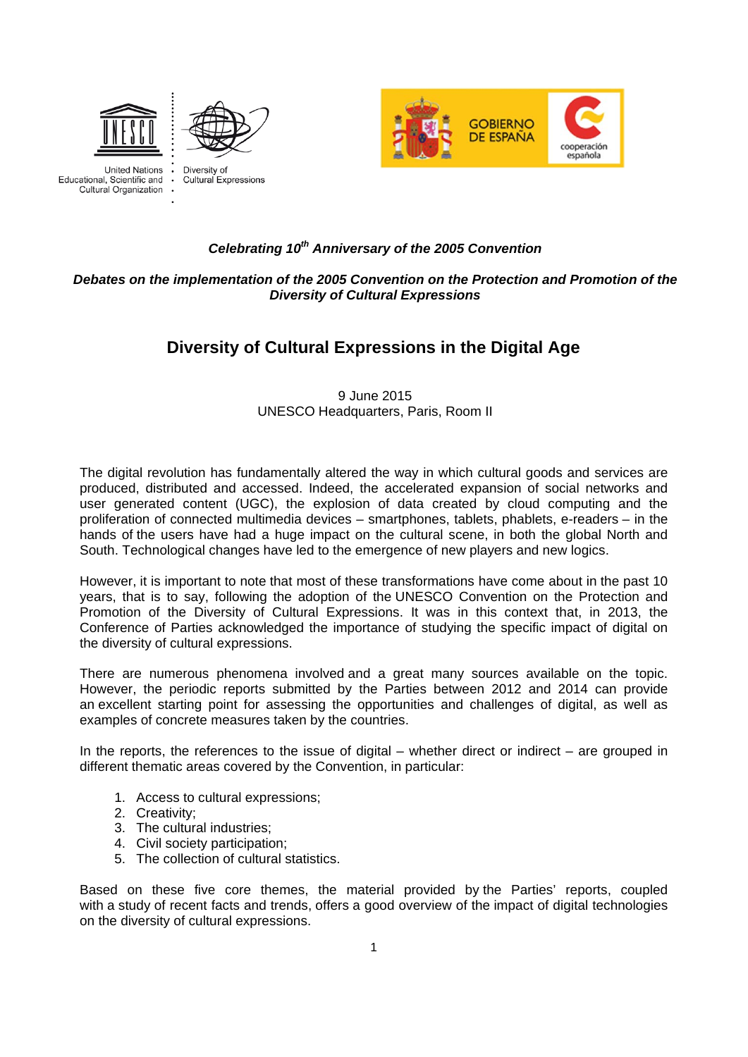United Nations Educational, Scientific and Cultural Organization

Diversity of Cultural Expressions

GOBIERNO DE ESPAÑA

cooperación española

***Celebrating 10th Anniversary of the 2005 Convention***

***Debates on the implementation of the 2005 Convention on the Protection and Promotion of the Diversity of Cultural Expressions***

# Diversity of Cultural Expressions in the Digital Age

9 June 2015
UNESCO Headquarters, Paris, Room II

The digital revolution has fundamentally altered the way in which cultural goods and services are produced, distributed and accessed. Indeed, the accelerated expansion of social networks and user generated content (UGC), the explosion of data created by cloud computing and the proliferation of connected multimedia devices – smartphones, tablets, phablets, e-readers – in the hands of the users have had a huge impact on the cultural scene, in both the global North and South. Technological changes have led to the emergence of new players and new logics.

However, it is important to note that most of these transformations have come about in the past 10 years, that is to say, following the adoption of the UNESCO Convention on the Protection and Promotion of the Diversity of Cultural Expressions. It was in this context that, in 2013, the Conference of Parties acknowledged the importance of studying the specific impact of digital on the diversity of cultural expressions.

There are numerous phenomena involved and a great many sources available on the topic. However, the periodic reports submitted by the Parties between 2012 and 2014 can provide an excellent starting point for assessing the opportunities and challenges of digital, as well as examples of concrete measures taken by the countries.

In the reports, the references to the issue of digital – whether direct or indirect – are grouped in different thematic areas covered by the Convention, in particular:

1. Access to cultural expressions;
2. Creativity;
3. The cultural industries;
4. Civil society participation;
5. The collection of cultural statistics.

Based on these five core themes, the material provided by the Parties' reports, coupled with a study of recent facts and trends, offers a good overview of the impact of digital technologies on the diversity of cultural expressions.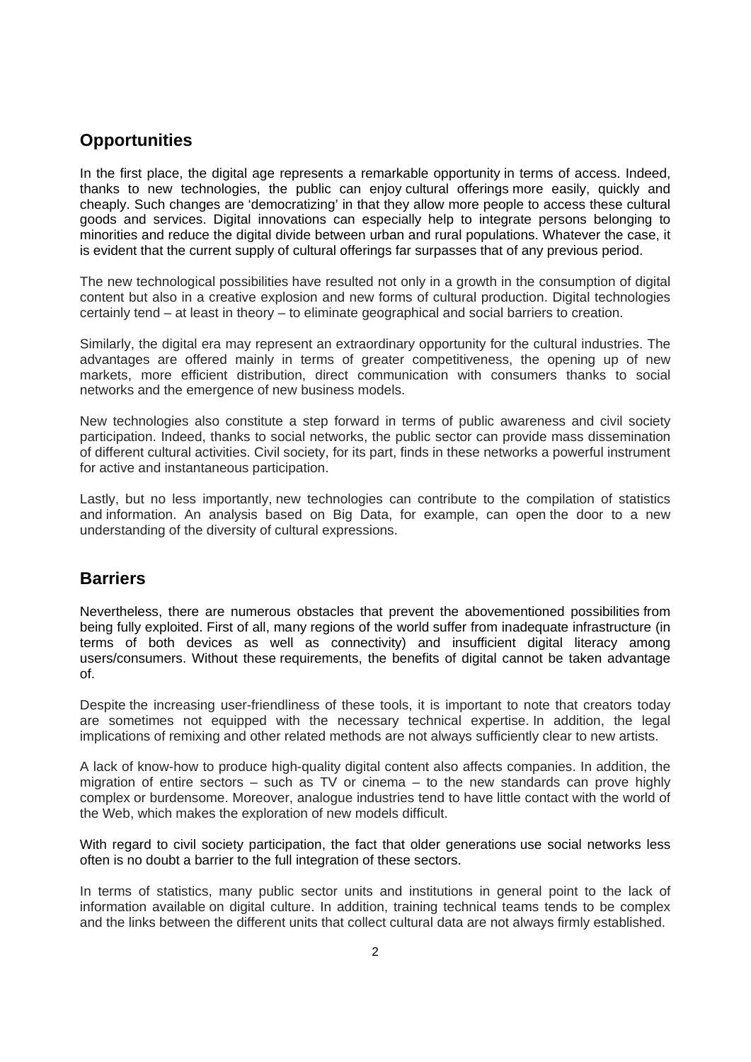## Opportunities

In the first place, the digital age represents a remarkable opportunity in terms of access. Indeed, thanks to new technologies, the public can enjoy cultural offerings more easily, quickly and cheaply. Such changes are 'democratizing' in that they allow more people to access these cultural goods and services. Digital innovations can especially help to integrate persons belonging to minorities and reduce the digital divide between urban and rural populations. Whatever the case, it is evident that the current supply of cultural offerings far surpasses that of any previous period.

The new technological possibilities have resulted not only in a growth in the consumption of digital content but also in a creative explosion and new forms of cultural production. Digital technologies certainly tend – at least in theory – to eliminate geographical and social barriers to creation.

Similarly, the digital era may represent an extraordinary opportunity for the cultural industries. The advantages are offered mainly in terms of greater competitiveness, the opening up of new markets, more efficient distribution, direct communication with consumers thanks to social networks and the emergence of new business models.

New technologies also constitute a step forward in terms of public awareness and civil society participation. Indeed, thanks to social networks, the public sector can provide mass dissemination of different cultural activities. Civil society, for its part, finds in these networks a powerful instrument for active and instantaneous participation.

Lastly, but no less importantly, new technologies can contribute to the compilation of statistics and information. An analysis based on Big Data, for example, can open the door to a new understanding of the diversity of cultural expressions.

## Barriers

Nevertheless, there are numerous obstacles that prevent the abovementioned possibilities from being fully exploited. First of all, many regions of the world suffer from inadequate infrastructure (in terms of both devices as well as connectivity) and insufficient digital literacy among users/consumers. Without these requirements, the benefits of digital cannot be taken advantage of.

Despite the increasing user-friendliness of these tools, it is important to note that creators today are sometimes not equipped with the necessary technical expertise. In addition, the legal implications of remixing and other related methods are not always sufficiently clear to new artists.

A lack of know-how to produce high-quality digital content also affects companies. In addition, the migration of entire sectors – such as TV or cinema – to the new standards can prove highly complex or burdensome. Moreover, analogue industries tend to have little contact with the world of the Web, which makes the exploration of new models difficult.

With regard to civil society participation, the fact that older generations use social networks less often is no doubt a barrier to the full integration of these sectors.

In terms of statistics, many public sector units and institutions in general point to the lack of information available on digital culture. In addition, training technical teams tends to be complex and the links between the different units that collect cultural data are not always firmly established.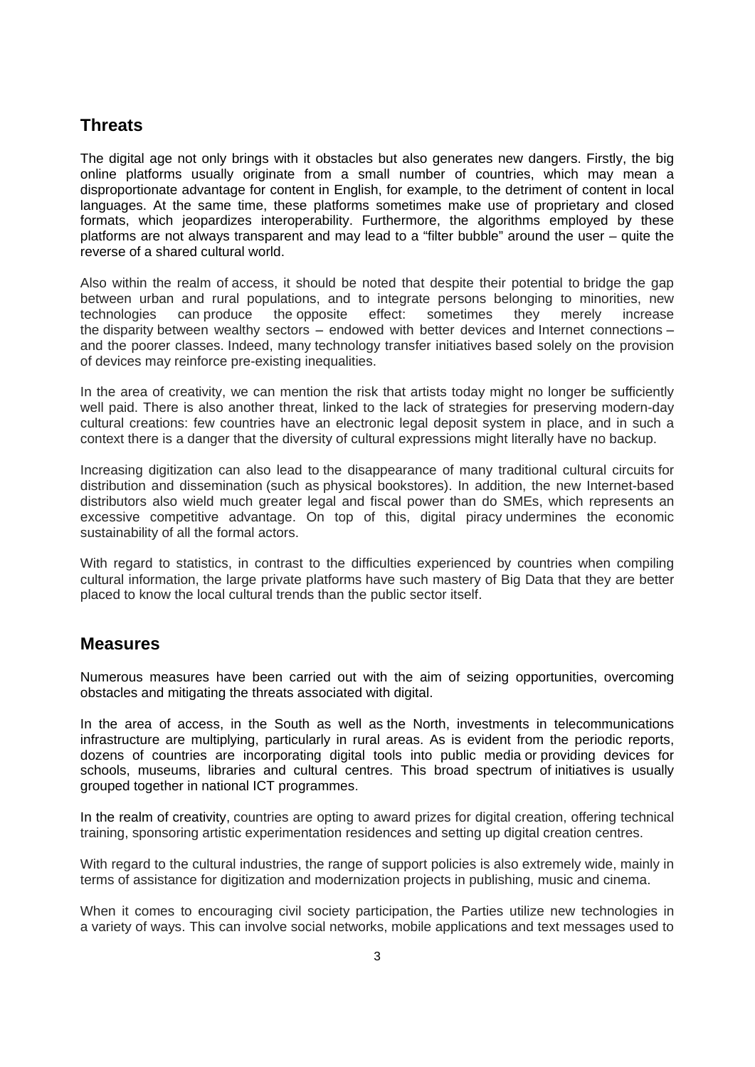## Threats

The digital age not only brings with it obstacles but also generates new dangers. Firstly, the big online platforms usually originate from a small number of countries, which may mean a disproportionate advantage for content in English, for example, to the detriment of content in local languages. At the same time, these platforms sometimes make use of proprietary and closed formats, which jeopardizes interoperability. Furthermore, the algorithms employed by these platforms are not always transparent and may lead to a "filter bubble" around the user – quite the reverse of a shared cultural world.

Also within the realm of access, it should be noted that despite their potential to bridge the gap between urban and rural populations, and to integrate persons belonging to minorities, new technologies can produce the opposite effect: sometimes they merely increase the disparity between wealthy sectors – endowed with better devices and Internet connections – and the poorer classes. Indeed, many technology transfer initiatives based solely on the provision of devices may reinforce pre-existing inequalities.

In the area of creativity, we can mention the risk that artists today might no longer be sufficiently well paid. There is also another threat, linked to the lack of strategies for preserving modern-day cultural creations: few countries have an electronic legal deposit system in place, and in such a context there is a danger that the diversity of cultural expressions might literally have no backup.

Increasing digitization can also lead to the disappearance of many traditional cultural circuits for distribution and dissemination (such as physical bookstores). In addition, the new Internet-based distributors also wield much greater legal and fiscal power than do SMEs, which represents an excessive competitive advantage. On top of this, digital piracy undermines the economic sustainability of all the formal actors.

With regard to statistics, in contrast to the difficulties experienced by countries when compiling cultural information, the large private platforms have such mastery of Big Data that they are better placed to know the local cultural trends than the public sector itself.

## Measures

Numerous measures have been carried out with the aim of seizing opportunities, overcoming obstacles and mitigating the threats associated with digital.

In the area of access, in the South as well as the North, investments in telecommunications infrastructure are multiplying, particularly in rural areas. As is evident from the periodic reports, dozens of countries are incorporating digital tools into public media or providing devices for schools, museums, libraries and cultural centres. This broad spectrum of initiatives is usually grouped together in national ICT programmes.

In the realm of creativity, countries are opting to award prizes for digital creation, offering technical training, sponsoring artistic experimentation residences and setting up digital creation centres.

With regard to the cultural industries, the range of support policies is also extremely wide, mainly in terms of assistance for digitization and modernization projects in publishing, music and cinema.

When it comes to encouraging civil society participation, the Parties utilize new technologies in a variety of ways. This can involve social networks, mobile applications and text messages used to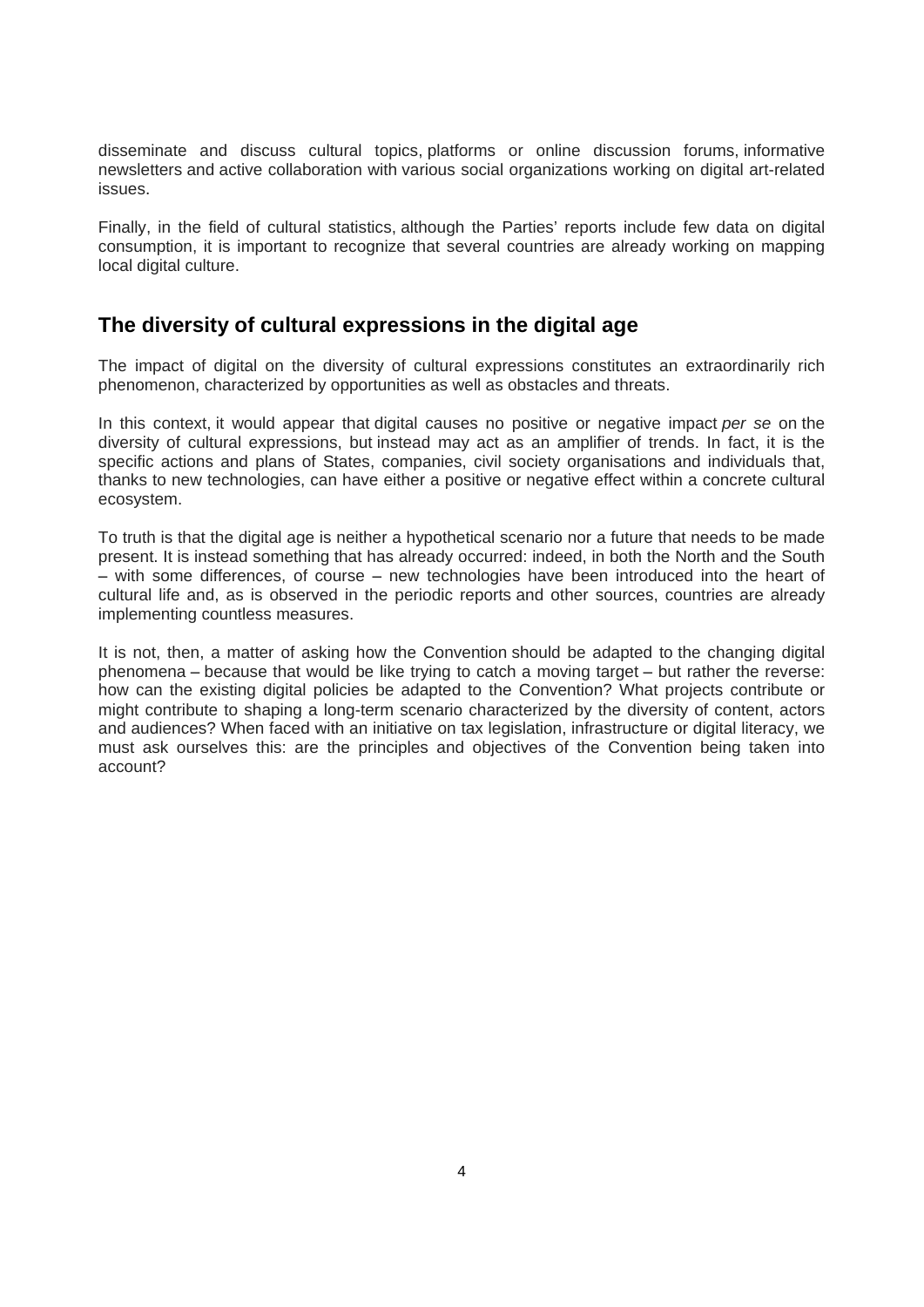disseminate and discuss cultural topics, platforms or online discussion forums, informative newsletters and active collaboration with various social organizations working on digital art-related issues.

Finally, in the field of cultural statistics, although the Parties' reports include few data on digital consumption, it is important to recognize that several countries are already working on mapping local digital culture.

## The diversity of cultural expressions in the digital age

The impact of digital on the diversity of cultural expressions constitutes an extraordinarily rich phenomenon, characterized by opportunities as well as obstacles and threats.

In this context, it would appear that digital causes no positive or negative impact *per se* on the diversity of cultural expressions, but instead may act as an amplifier of trends. In fact, it is the specific actions and plans of States, companies, civil society organisations and individuals that, thanks to new technologies, can have either a positive or negative effect within a concrete cultural ecosystem.

To truth is that the digital age is neither a hypothetical scenario nor a future that needs to be made present. It is instead something that has already occurred: indeed, in both the North and the South – with some differences, of course – new technologies have been introduced into the heart of cultural life and, as is observed in the periodic reports and other sources, countries are already implementing countless measures.

It is not, then, a matter of asking how the Convention should be adapted to the changing digital phenomena – because that would be like trying to catch a moving target – but rather the reverse: how can the existing digital policies be adapted to the Convention? What projects contribute or might contribute to shaping a long-term scenario characterized by the diversity of content, actors and audiences? When faced with an initiative on tax legislation, infrastructure or digital literacy, we must ask ourselves this: are the principles and objectives of the Convention being taken into account?